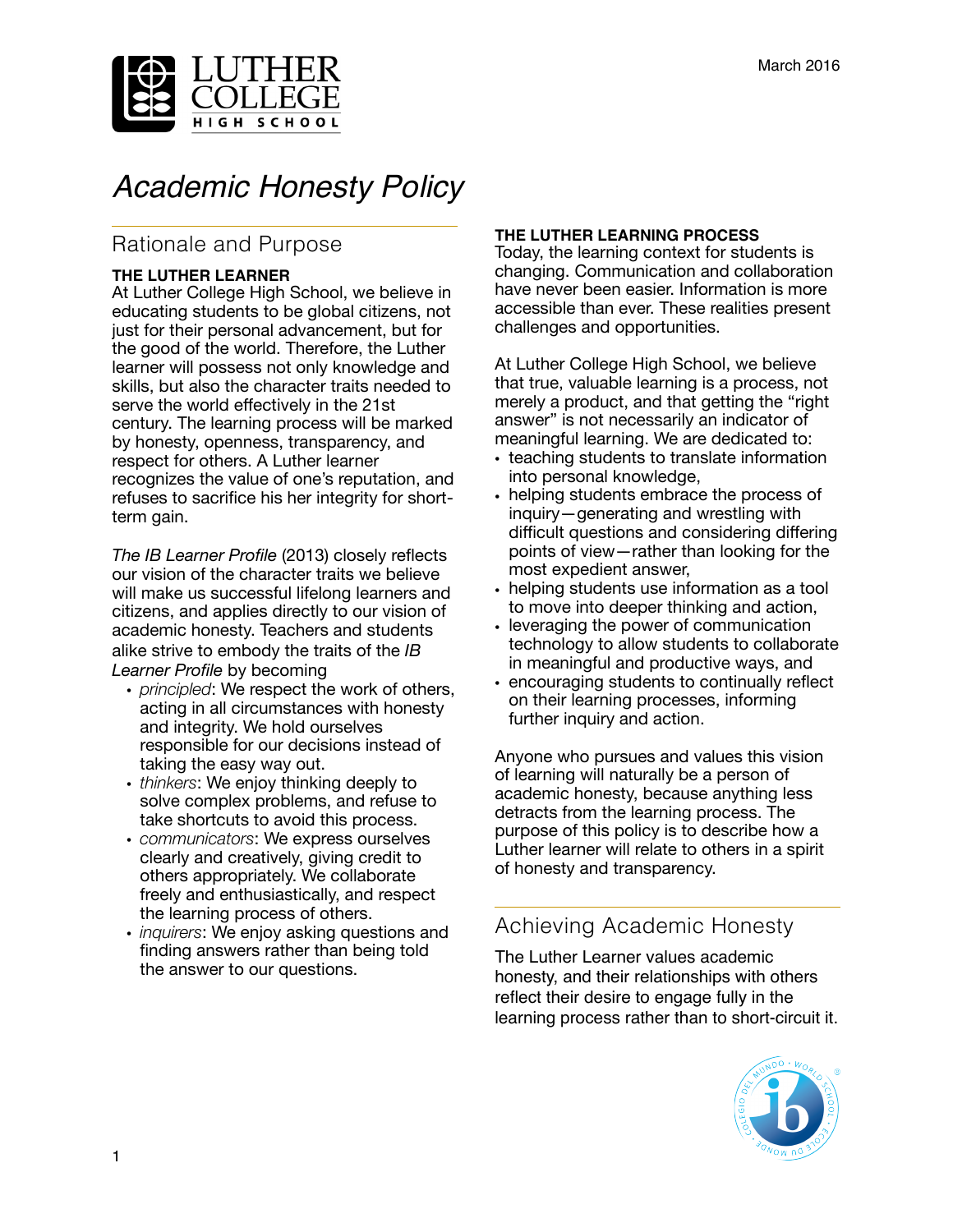March 2016

LUTHER COLLEGE HIGH SCHOOL

# *Academic Honesty Policy*

## Rationale and Purpose

**THE LUTHER LEARNER**

At Luther College High School, we believe in educating students to be global citizens, not just for their personal advancement, but for the good of the world. Therefore, the Luther learner will possess not only knowledge and skills, but also the character traits needed to serve the world effectively in the 21st century. The learning process will be marked by honesty, openness, transparency, and respect for others. A Luther learner recognizes the value of one's reputation, and refuses to sacrifice his her integrity for short-term gain.

*The IB Learner Profile* (2013) closely reflects our vision of the character traits we believe will make us successful lifelong learners and citizens, and applies directly to our vision of academic honesty. Teachers and students alike strive to embody the traits of the *IB Learner Profile* by becoming

- *principled*: We respect the work of others, acting in all circumstances with honesty and integrity. We hold ourselves responsible for our decisions instead of taking the easy way out.
- *thinkers*: We enjoy thinking deeply to solve complex problems, and refuse to take shortcuts to avoid this process.
- *communicators*: We express ourselves clearly and creatively, giving credit to others appropriately. We collaborate freely and enthusiastically, and respect the learning process of others.
- *inquirers*: We enjoy asking questions and finding answers rather than being told the answer to our questions.

**THE LUTHER LEARNING PROCESS**

Today, the learning context for students is changing. Communication and collaboration have never been easier. Information is more accessible than ever. These realities present challenges and opportunities.

At Luther College High School, we believe that true, valuable learning is a process, not merely a product, and that getting the "right answer" is not necessarily an indicator of meaningful learning. We are dedicated to:

- teaching students to translate information into personal knowledge,
- helping students embrace the process of inquiry—generating and wrestling with difficult questions and considering differing points of view—rather than looking for the most expedient answer,
- helping students use information as a tool to move into deeper thinking and action,
- leveraging the power of communication technology to allow students to collaborate in meaningful and productive ways, and
- encouraging students to continually reflect on their learning processes, informing further inquiry and action.

Anyone who pursues and values this vision of learning will naturally be a person of academic honesty, because anything less detracts from the learning process. The purpose of this policy is to describe how a Luther learner will relate to others in a spirit of honesty and transparency.

## Achieving Academic Honesty

The Luther Learner values academic honesty, and their relationships with others reflect their desire to engage fully in the learning process rather than to short-circuit it.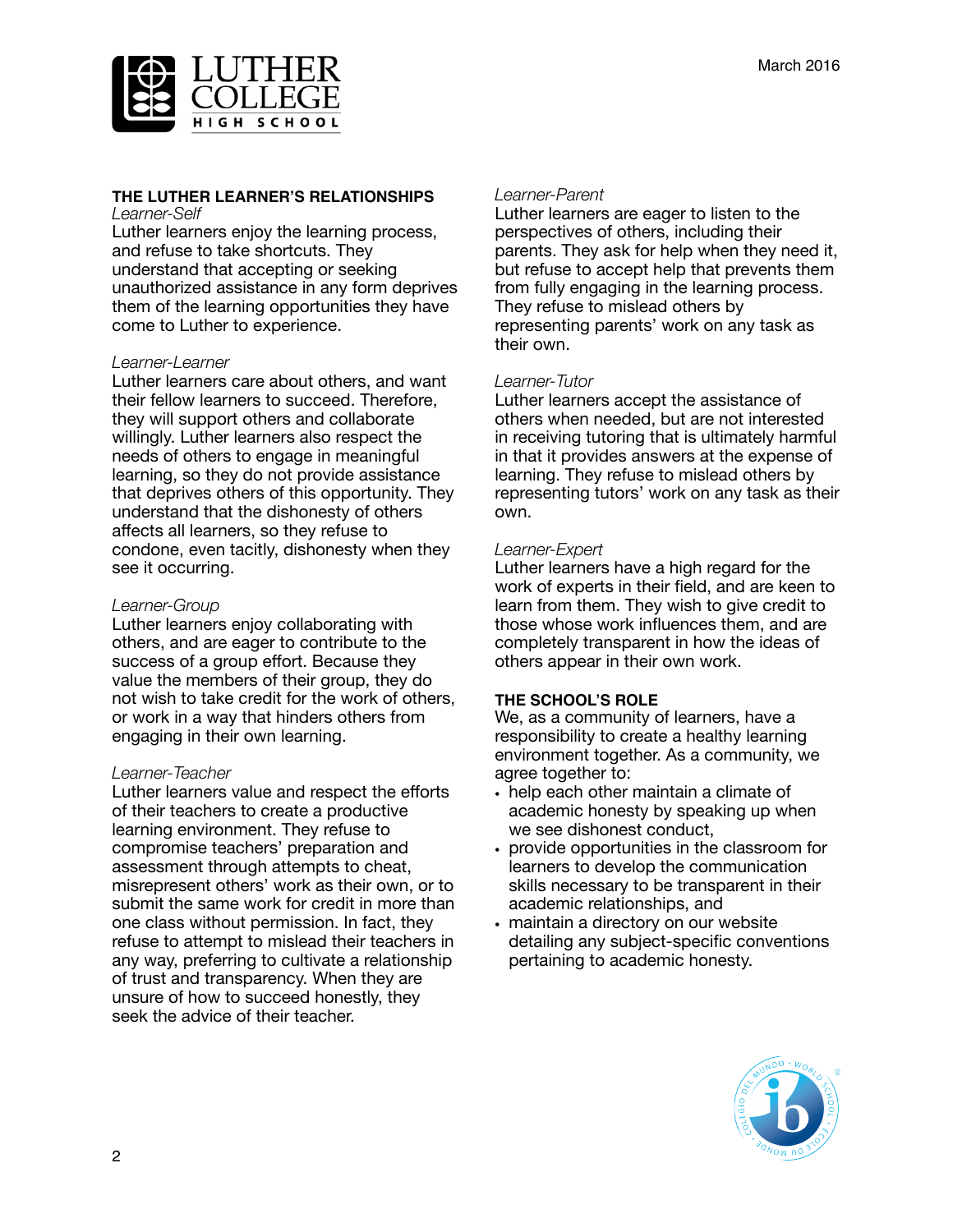## THE LUTHER LEARNER'S RELATIONSHIPS

*Learner-Self*

Luther learners enjoy the learning process, and refuse to take shortcuts. They understand that accepting or seeking unauthorized assistance in any form deprives them of the learning opportunities they have come to Luther to experience.

*Learner-Learner*

Luther learners care about others, and want their fellow learners to succeed. Therefore, they will support others and collaborate willingly. Luther learners also respect the needs of others to engage in meaningful learning, so they do not provide assistance that deprives others of this opportunity. They understand that the dishonesty of others affects all learners, so they refuse to condone, even tacitly, dishonesty when they see it occurring.

*Learner-Group*

Luther learners enjoy collaborating with others, and are eager to contribute to the success of a group effort. Because they value the members of their group, they do not wish to take credit for the work of others, or work in a way that hinders others from engaging in their own learning.

*Learner-Teacher*

Luther learners value and respect the efforts of their teachers to create a productive learning environment. They refuse to compromise teachers' preparation and assessment through attempts to cheat, misrepresent others' work as their own, or to submit the same work for credit in more than one class without permission. In fact, they refuse to attempt to mislead their teachers in any way, preferring to cultivate a relationship of trust and transparency. When they are unsure of how to succeed honestly, they seek the advice of their teacher.

*Learner-Parent*

Luther learners are eager to listen to the perspectives of others, including their parents. They ask for help when they need it, but refuse to accept help that prevents them from fully engaging in the learning process. They refuse to mislead others by representing parents' work on any task as their own.

*Learner-Tutor*

Luther learners accept the assistance of others when needed, but are not interested in receiving tutoring that is ultimately harmful in that it provides answers at the expense of learning. They refuse to mislead others by representing tutors' work on any task as their own.

*Learner-Expert*

Luther learners have a high regard for the work of experts in their field, and are keen to learn from them. They wish to give credit to those whose work influences them, and are completely transparent in how the ideas of others appear in their own work.

## THE SCHOOL'S ROLE

We, as a community of learners, have a responsibility to create a healthy learning environment together. As a community, we agree together to:

- help each other maintain a climate of academic honesty by speaking up when we see dishonest conduct,
- provide opportunities in the classroom for learners to develop the communication skills necessary to be transparent in their academic relationships, and
- maintain a directory on our website detailing any subject-specific conventions pertaining to academic honesty.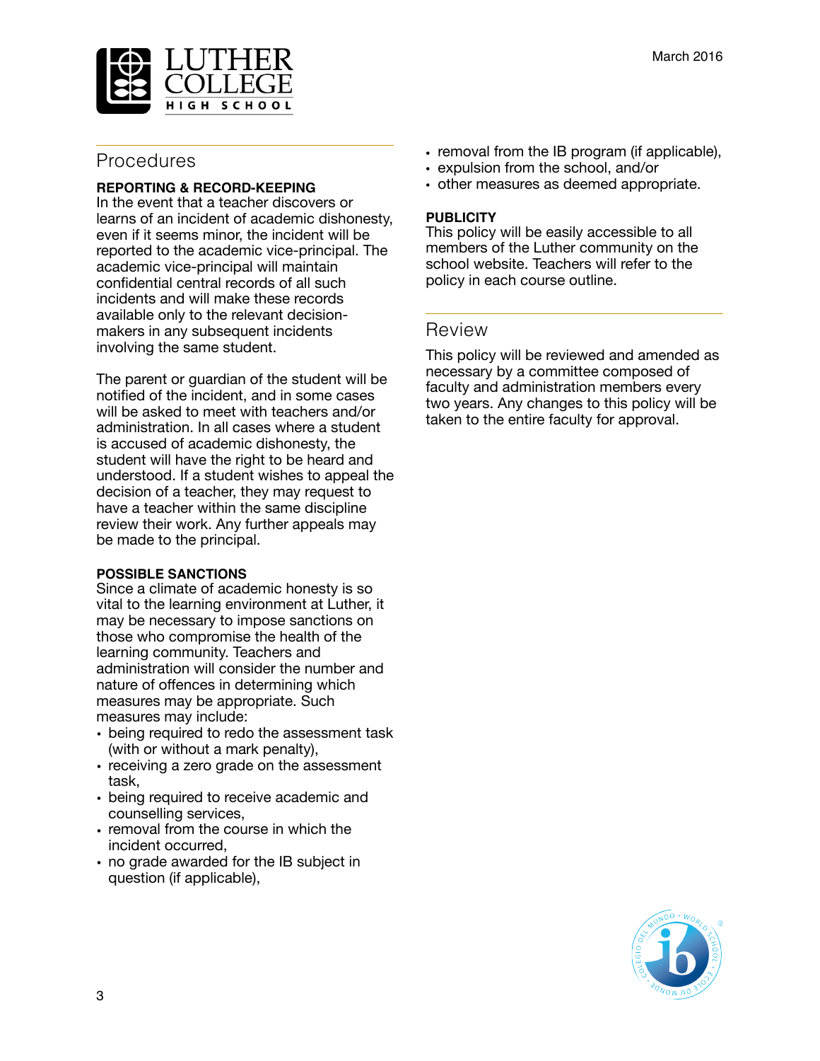## Procedures

**REPORTING & RECORD-KEEPING**
In the event that a teacher discovers or learns of an incident of academic dishonesty, even if it seems minor, the incident will be reported to the academic vice-principal. The academic vice-principal will maintain confidential central records of all such incidents and will make these records available only to the relevant decision-makers in any subsequent incidents involving the same student.

The parent or guardian of the student will be notified of the incident, and in some cases will be asked to meet with teachers and/or administration. In all cases where a student is accused of academic dishonesty, the student will have the right to be heard and understood. If a student wishes to appeal the decision of a teacher, they may request to have a teacher within the same discipline review their work. Any further appeals may be made to the principal.

**POSSIBLE SANCTIONS**
Since a climate of academic honesty is so vital to the learning environment at Luther, it may be necessary to impose sanctions on those who compromise the health of the learning community. Teachers and administration will consider the number and nature of offences in determining which measures may be appropriate. Such measures may include:

- being required to redo the assessment task (with or without a mark penalty),
- receiving a zero grade on the assessment task,
- being required to receive academic and counselling services,
- removal from the course in which the incident occurred,
- no grade awarded for the IB subject in question (if applicable),
- removal from the IB program (if applicable),
- expulsion from the school, and/or
- other measures as deemed appropriate.

**PUBLICITY**
This policy will be easily accessible to all members of the Luther community on the school website. Teachers will refer to the policy in each course outline.

## Review

This policy will be reviewed and amended as necessary by a committee composed of faculty and administration members every two years. Any changes to this policy will be taken to the entire faculty for approval.